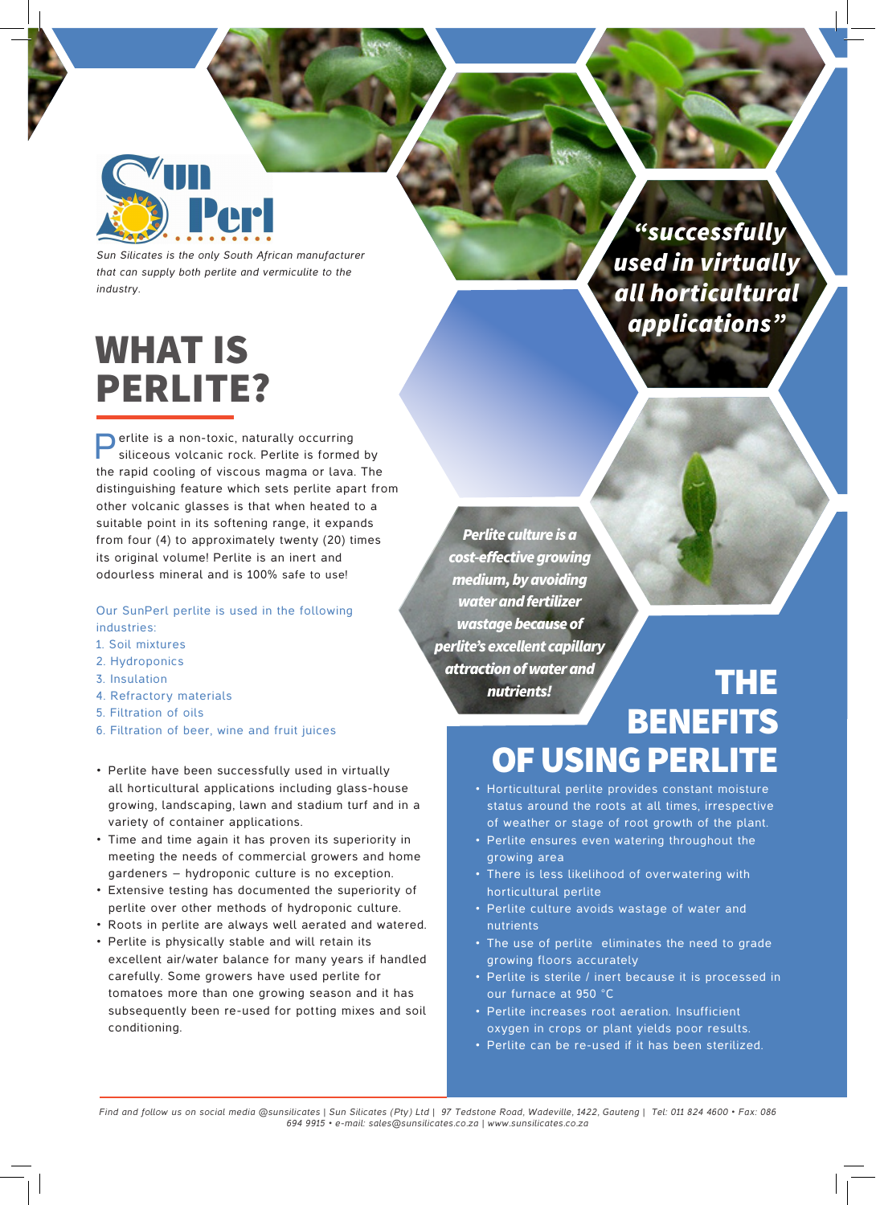Sun Perl

*Sun Silicates is the only South African manufacturer that can supply both perlite and vermiculite to the industry.*

# WHAT IS PERLITE?

Perlite is a non-toxic, naturally occurring siliceous volcanic rock. Perlite is formed by the rapid cooling of viscous magma or lava. The distinguishing feature which sets perlite apart from other volcanic glasses is that when heated to a suitable point in its softening range, it expands from four (4) to approximately twenty (20) times its original volume! Perlite is an inert and odourless mineral and is 100% safe to use!

Our SunPerl perlite is used in the following industries:

1. Soil mixtures
2. Hydroponics
3. Insulation
4. Refractory materials
5. Filtration of oils
6. Filtration of beer, wine and fruit juices

- Perlite have been successfully used in virtually all horticultural applications including glass-house growing, landscaping, lawn and stadium turf and in a variety of container applications.
- Time and time again it has proven its superiority in meeting the needs of commercial growers and home gardeners – hydroponic culture is no exception.
- Extensive testing has documented the superiority of perlite over other methods of hydroponic culture.
- Roots in perlite are always well aerated and watered.
- Perlite is physically stable and will retain its excellent air/water balance for many years if handled carefully. Some growers have used perlite for tomatoes more than one growing season and it has subsequently been re-used for potting mixes and soil conditioning.

***"successfully used in virtually all horticultural applications"***

***Perlite culture is a cost-effective growing medium, by avoiding water and fertilizer wastage because of perlite's excellent capillary attraction of water and nutrients!***

# THE BENEFITS OF USING PERLITE

- Horticultural perlite provides constant moisture status around the roots at all times, irrespective of weather or stage of root growth of the plant.
- Perlite ensures even watering throughout the growing area
- There is less likelihood of overwatering with horticultural perlite
- Perlite culture avoids wastage of water and nutrients
- The use of perlite eliminates the need to grade growing floors accurately
- Perlite is sterile / inert because it is processed in our furnace at 950 °C
- Perlite increases root aeration. Insufficient oxygen in crops or plant yields poor results.
- Perlite can be re-used if it has been sterilized.

*Find and follow us on social media @sunsilicates | Sun Silicates (Pty) Ltd | 97 Tedstone Road, Wadeville, 1422, Gauteng | Tel: 011 824 4600 • Fax: 086 694 9915 • e-mail: sales@sunsilicates.co.za | www.sunsilicates.co.za*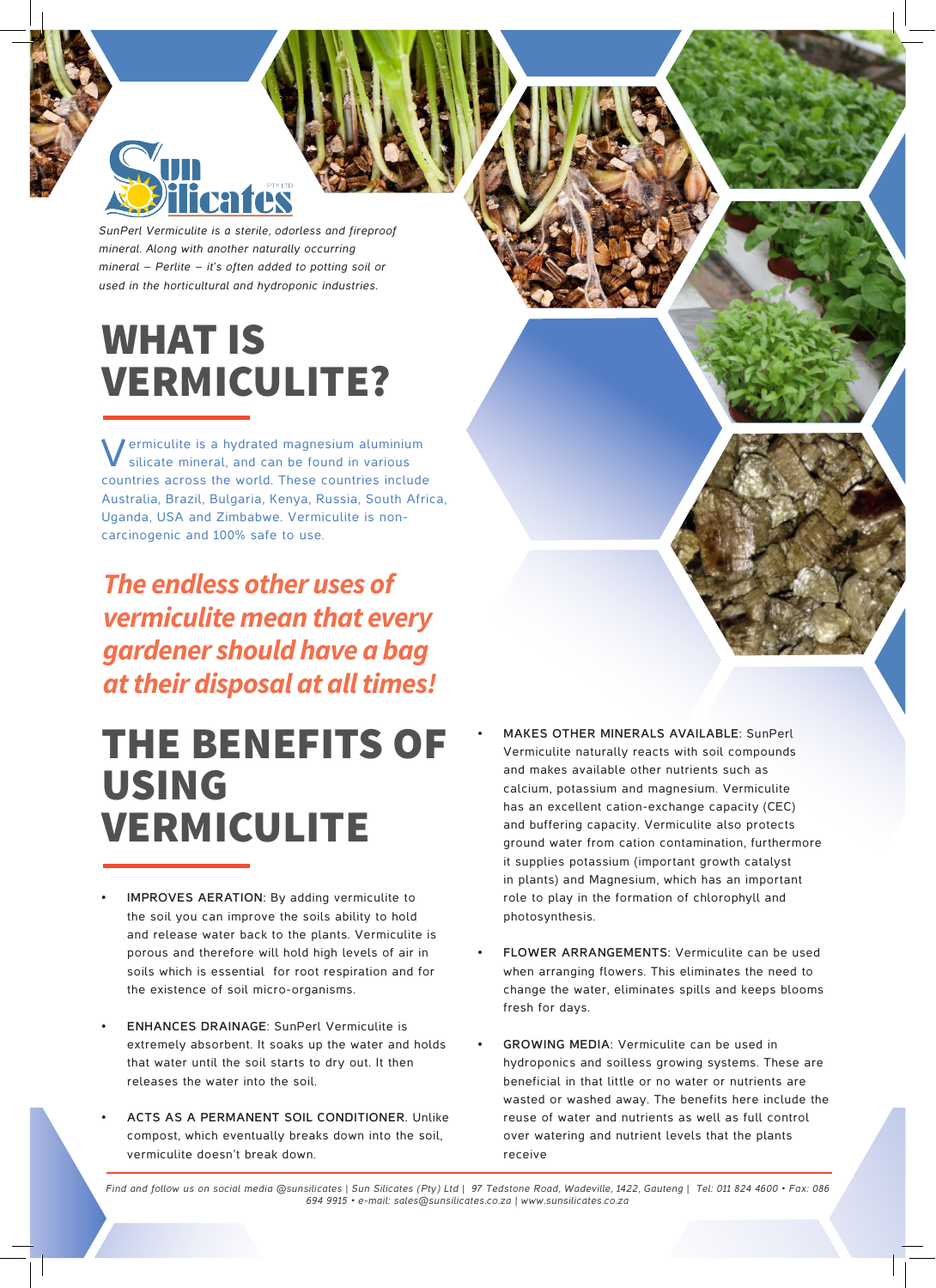Sun Silicates PTY LTD

*SunPerl Vermiculite is a sterile, odorless and fireproof mineral. Along with another naturally occurring mineral – Perlite – it's often added to potting soil or used in the horticultural and hydroponic industries.*

# WHAT IS VERMICULITE?

Vermiculite is a hydrated magnesium aluminium silicate mineral, and can be found in various countries across the world. These countries include Australia, Brazil, Bulgaria, Kenya, Russia, South Africa, Uganda, USA and Zimbabwe. Vermiculite is non-carcinogenic and 100% safe to use.

***The endless other uses of vermiculite mean that every gardener should have a bag at their disposal at all times!***

# THE BENEFITS OF USING VERMICULITE

- **IMPROVES AERATION:** By adding vermiculite to the soil you can improve the soils ability to hold and release water back to the plants. Vermiculite is porous and therefore will hold high levels of air in soils which is essential for root respiration and for the existence of soil micro-organisms.
- **ENHANCES DRAINAGE**: SunPerl Vermiculite is extremely absorbent. It soaks up the water and holds that water until the soil starts to dry out. It then releases the water into the soil.
- **ACTS AS A PERMANENT SOIL CONDITIONER.** Unlike compost, which eventually breaks down into the soil, vermiculite doesn't break down.
- **MAKES OTHER MINERALS AVAILABLE**: SunPerl Vermiculite naturally reacts with soil compounds and makes available other nutrients such as calcium, potassium and magnesium. Vermiculite has an excellent cation-exchange capacity (CEC) and buffering capacity. Vermiculite also protects ground water from cation contamination, furthermore it supplies potassium (important growth catalyst in plants) and Magnesium, which has an important role to play in the formation of chlorophyll and photosynthesis.
- **FLOWER ARRANGEMENTS**: Vermiculite can be used when arranging flowers. This eliminates the need to change the water, eliminates spills and keeps blooms fresh for days.
- **GROWING MEDIA**: Vermiculite can be used in hydroponics and soilless growing systems. These are beneficial in that little or no water or nutrients are wasted or washed away. The benefits here include the reuse of water and nutrients as well as full control over watering and nutrient levels that the plants receive

*Find and follow us on social media @sunsilicates | Sun Silicates (Pty) Ltd | 97 Tedstone Road, Wadeville, 1422, Gauteng | Tel: 011 824 4600 • Fax: 086 694 9915 • e-mail: sales@sunsilicates.co.za | www.sunsilicates.co.za*